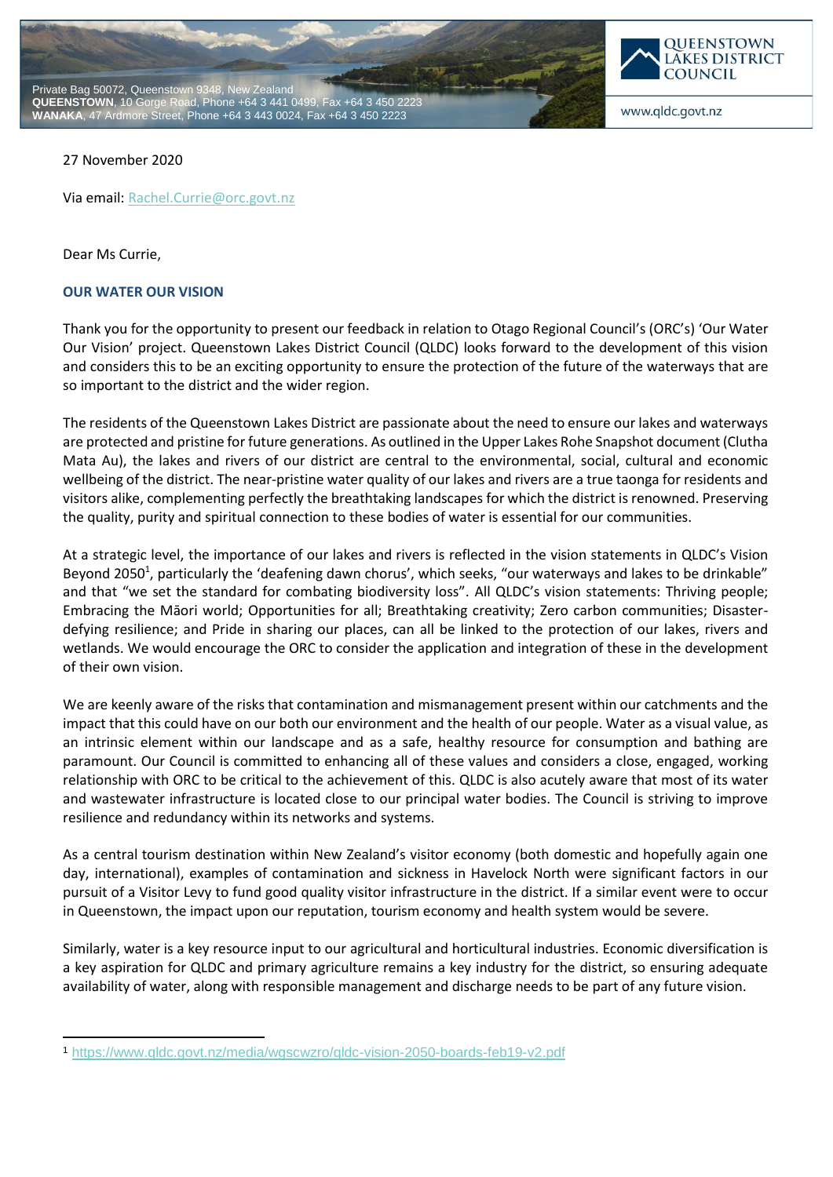Private Bag 50072, Queenstown 9348, New Zealand
**QUEENSTOWN**, 10 Gorge Road, Phone +64 3 441 0499, Fax +64 3 450 2223
**WANAKA**, 47 Ardmore Street, Phone +64 3 443 0024, Fax +64 3 450 2223

QUEENSTOWN LAKES DISTRICT COUNCIL

www.qldc.govt.nz

27 November 2020

Via email: Rachel.Currie@orc.govt.nz

Dear Ms Currie,

**OUR WATER OUR VISION**

Thank you for the opportunity to present our feedback in relation to Otago Regional Council's (ORC's) 'Our Water Our Vision' project. Queenstown Lakes District Council (QLDC) looks forward to the development of this vision and considers this to be an exciting opportunity to ensure the protection of the future of the waterways that are so important to the district and the wider region.

The residents of the Queenstown Lakes District are passionate about the need to ensure our lakes and waterways are protected and pristine for future generations. As outlined in the Upper Lakes Rohe Snapshot document (Clutha Mata Au), the lakes and rivers of our district are central to the environmental, social, cultural and economic wellbeing of the district. The near-pristine water quality of our lakes and rivers are a true taonga for residents and visitors alike, complementing perfectly the breathtaking landscapes for which the district is renowned. Preserving the quality, purity and spiritual connection to these bodies of water is essential for our communities.

At a strategic level, the importance of our lakes and rivers is reflected in the vision statements in QLDC's Vision Beyond 2050[1], particularly the 'deafening dawn chorus', which seeks, "our waterways and lakes to be drinkable" and that "we set the standard for combating biodiversity loss". All QLDC's vision statements: Thriving people; Embracing the Māori world; Opportunities for all; Breathtaking creativity; Zero carbon communities; Disaster-defying resilience; and Pride in sharing our places, can all be linked to the protection of our lakes, rivers and wetlands. We would encourage the ORC to consider the application and integration of these in the development of their own vision.

We are keenly aware of the risks that contamination and mismanagement present within our catchments and the impact that this could have on our both our environment and the health of our people. Water as a visual value, as an intrinsic element within our landscape and as a safe, healthy resource for consumption and bathing are paramount. Our Council is committed to enhancing all of these values and considers a close, engaged, working relationship with ORC to be critical to the achievement of this. QLDC is also acutely aware that most of its water and wastewater infrastructure is located close to our principal water bodies. The Council is striving to improve resilience and redundancy within its networks and systems.

As a central tourism destination within New Zealand's visitor economy (both domestic and hopefully again one day, international), examples of contamination and sickness in Havelock North were significant factors in our pursuit of a Visitor Levy to fund good quality visitor infrastructure in the district. If a similar event were to occur in Queenstown, the impact upon our reputation, tourism economy and health system would be severe.

Similarly, water is a key resource input to our agricultural and horticultural industries. Economic diversification is a key aspiration for QLDC and primary agriculture remains a key industry for the district, so ensuring adequate availability of water, along with responsible management and discharge needs to be part of any future vision.

[1] https://www.qldc.govt.nz/media/wgscwzro/qldc-vision-2050-boards-feb19-v2.pdf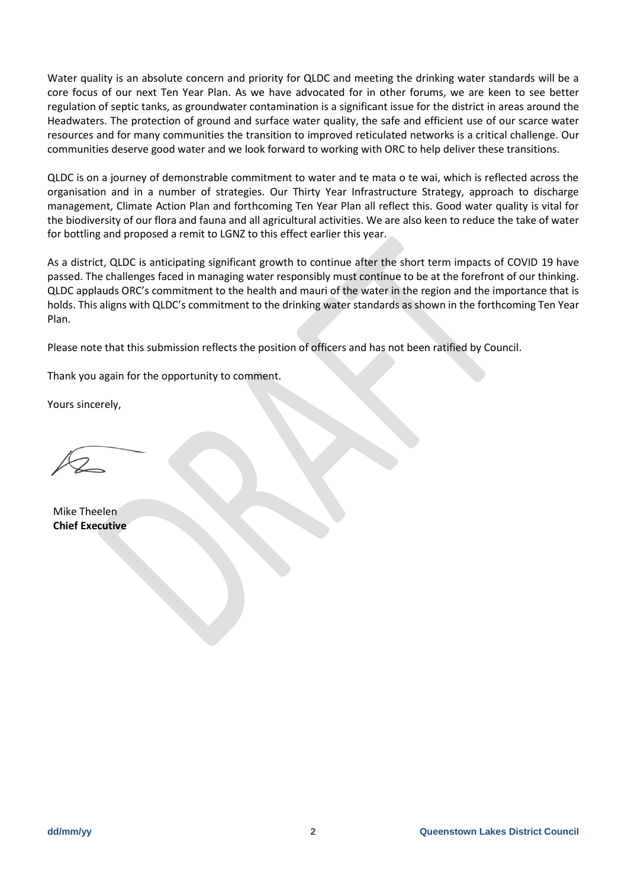Water quality is an absolute concern and priority for QLDC and meeting the drinking water standards will be a core focus of our next Ten Year Plan. As we have advocated for in other forums, we are keen to see better regulation of septic tanks, as groundwater contamination is a significant issue for the district in areas around the Headwaters. The protection of ground and surface water quality, the safe and efficient use of our scarce water resources and for many communities the transition to improved reticulated networks is a critical challenge. Our communities deserve good water and we look forward to working with ORC to help deliver these transitions.

QLDC is on a journey of demonstrable commitment to water and te mata o te wai, which is reflected across the organisation and in a number of strategies. Our Thirty Year Infrastructure Strategy, approach to discharge management, Climate Action Plan and forthcoming Ten Year Plan all reflect this. Good water quality is vital for the biodiversity of our flora and fauna and all agricultural activities. We are also keen to reduce the take of water for bottling and proposed a remit to LGNZ to this effect earlier this year.

As a district, QLDC is anticipating significant growth to continue after the short term impacts of COVID 19 have passed. The challenges faced in managing water responsibly must continue to be at the forefront of our thinking. QLDC applauds ORC's commitment to the health and mauri of the water in the region and the importance that is holds. This aligns with QLDC's commitment to the drinking water standards as shown in the forthcoming Ten Year Plan.

Please note that this submission reflects the position of officers and has not been ratified by Council.

Thank you again for the opportunity to comment.

Yours sincerely,

Mike Theelen
**Chief Executive**